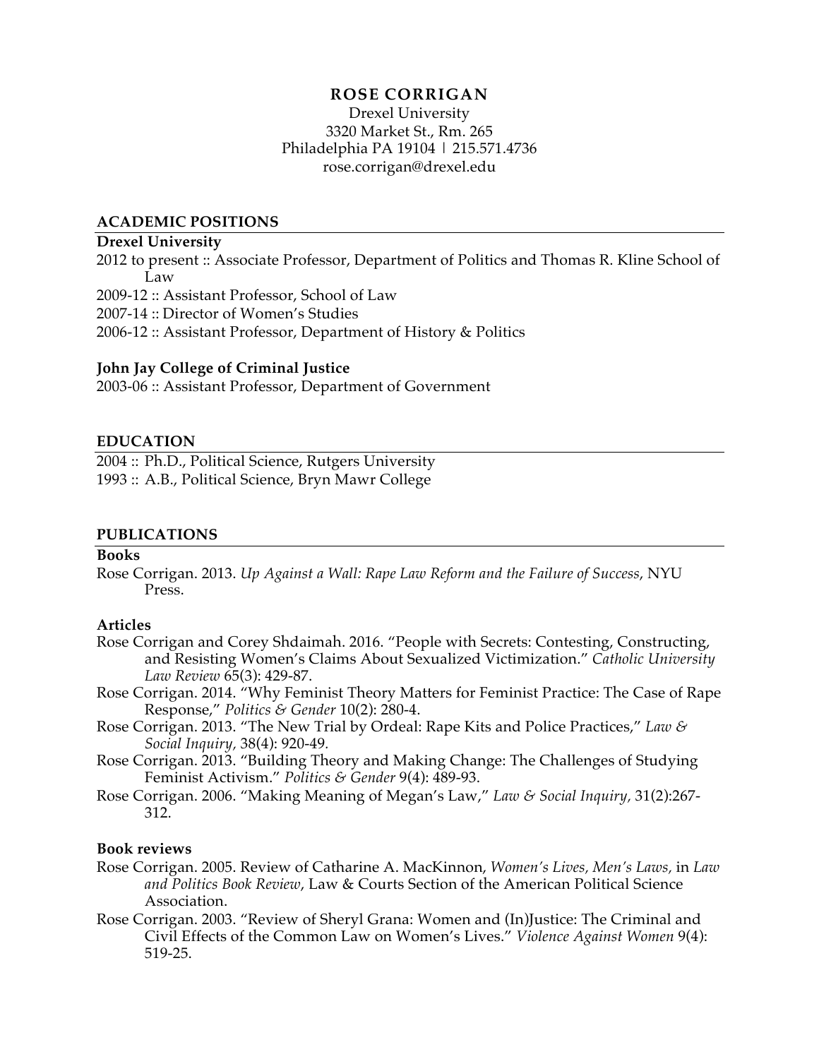# ROSE CORRIGAN

Drexel University
3320 Market St., Rm. 265
Philadelphia PA 19104 | 215.571.4736
rose.corrigan@drexel.edu

## ACADEMIC POSITIONS

### Drexel University

2012 to present :: Associate Professor, Department of Politics and Thomas R. Kline School of Law
2009-12 :: Assistant Professor, School of Law
2007-14 :: Director of Women's Studies
2006-12 :: Assistant Professor, Department of History & Politics

### John Jay College of Criminal Justice

2003-06 :: Assistant Professor, Department of Government

## EDUCATION

2004 :: Ph.D., Political Science, Rutgers University
1993 :: A.B., Political Science, Bryn Mawr College

## PUBLICATIONS

### Books

Rose Corrigan. 2013. *Up Against a Wall: Rape Law Reform and the Failure of Success*, NYU Press.

### Articles

Rose Corrigan and Corey Shdaimah. 2016. "People with Secrets: Contesting, Constructing, and Resisting Women's Claims About Sexualized Victimization." *Catholic University Law Review* 65(3): 429-87.

Rose Corrigan. 2014. "Why Feminist Theory Matters for Feminist Practice: The Case of Rape Response," *Politics & Gender* 10(2): 280-4.

Rose Corrigan. 2013. "The New Trial by Ordeal: Rape Kits and Police Practices," *Law & Social Inquiry*, 38(4): 920-49.

Rose Corrigan. 2013. "Building Theory and Making Change: The Challenges of Studying Feminist Activism." *Politics & Gender* 9(4): 489-93.

Rose Corrigan. 2006. "Making Meaning of Megan's Law," *Law & Social Inquiry*, 31(2):267-312.

### Book reviews

Rose Corrigan. 2005. Review of Catharine A. MacKinnon, *Women's Lives, Men's Laws,* in *Law and Politics Book Review*, Law & Courts Section of the American Political Science Association.

Rose Corrigan. 2003. "Review of Sheryl Grana: Women and (In)Justice: The Criminal and Civil Effects of the Common Law on Women's Lives." *Violence Against Women* 9(4): 519-25.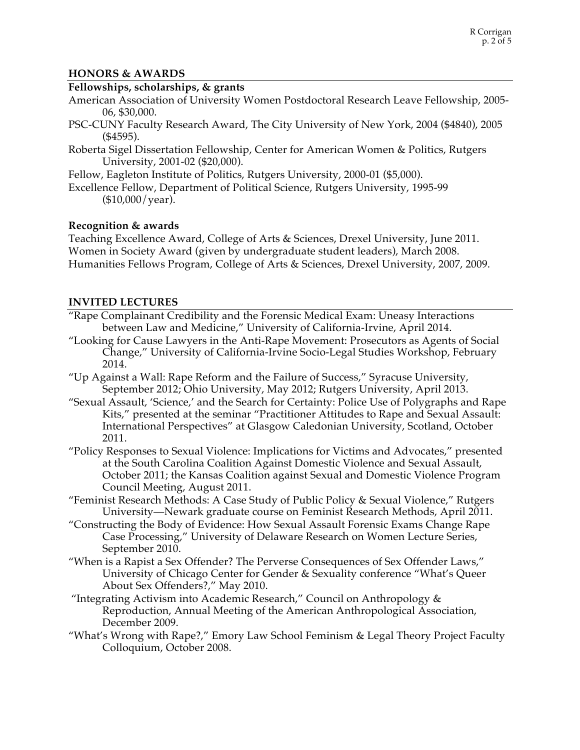## HONORS & AWARDS

### Fellowships, scholarships, & grants

American Association of University Women Postdoctoral Research Leave Fellowship, 2005-06, $30,000.

PSC-CUNY Faculty Research Award, The City University of New York, 2004 ($4840), 2005 ($4595).

Roberta Sigel Dissertation Fellowship, Center for American Women & Politics, Rutgers University, 2001-02 ($20,000).

Fellow, Eagleton Institute of Politics, Rutgers University, 2000-01 ($5,000).

Excellence Fellow, Department of Political Science, Rutgers University, 1995-99 ($10,000/year).

### Recognition & awards

Teaching Excellence Award, College of Arts & Sciences, Drexel University, June 2011.

Women in Society Award (given by undergraduate student leaders), March 2008.

Humanities Fellows Program, College of Arts & Sciences, Drexel University, 2007, 2009.

## INVITED LECTURES

"Rape Complainant Credibility and the Forensic Medical Exam: Uneasy Interactions between Law and Medicine," University of California-Irvine, April 2014.

"Looking for Cause Lawyers in the Anti-Rape Movement: Prosecutors as Agents of Social Change," University of California-Irvine Socio-Legal Studies Workshop, February 2014.

"Up Against a Wall: Rape Reform and the Failure of Success," Syracuse University, September 2012; Ohio University, May 2012; Rutgers University, April 2013.

"Sexual Assault, 'Science,' and the Search for Certainty: Police Use of Polygraphs and Rape Kits," presented at the seminar "Practitioner Attitudes to Rape and Sexual Assault: International Perspectives" at Glasgow Caledonian University, Scotland, October 2011.

"Policy Responses to Sexual Violence: Implications for Victims and Advocates," presented at the South Carolina Coalition Against Domestic Violence and Sexual Assault, October 2011; the Kansas Coalition against Sexual and Domestic Violence Program Council Meeting, August 2011.

"Feminist Research Methods: A Case Study of Public Policy & Sexual Violence," Rutgers University—Newark graduate course on Feminist Research Methods, April 2011.

"Constructing the Body of Evidence: How Sexual Assault Forensic Exams Change Rape Case Processing," University of Delaware Research on Women Lecture Series, September 2010.

"When is a Rapist a Sex Offender? The Perverse Consequences of Sex Offender Laws," University of Chicago Center for Gender & Sexuality conference "What's Queer About Sex Offenders?," May 2010.

"Integrating Activism into Academic Research," Council on Anthropology & Reproduction, Annual Meeting of the American Anthropological Association, December 2009.

"What's Wrong with Rape?," Emory Law School Feminism & Legal Theory Project Faculty Colloquium, October 2008.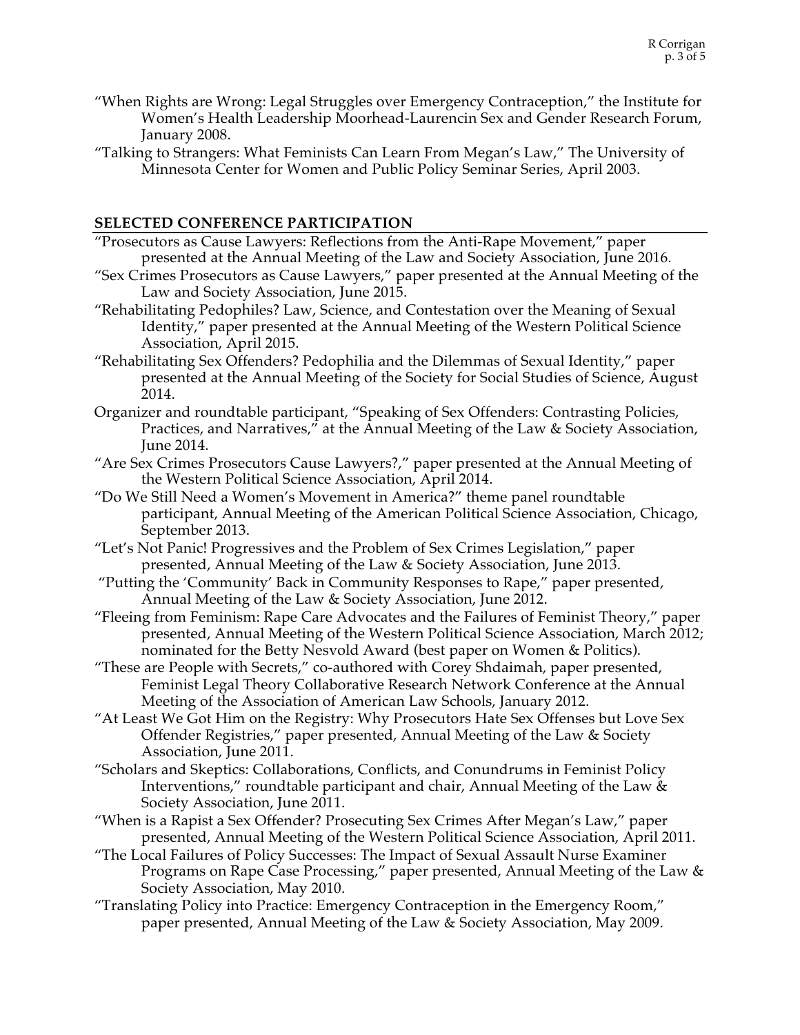"When Rights are Wrong: Legal Struggles over Emergency Contraception," the Institute for Women's Health Leadership Moorhead-Laurencin Sex and Gender Research Forum, January 2008.

"Talking to Strangers: What Feminists Can Learn From Megan's Law," The University of Minnesota Center for Women and Public Policy Seminar Series, April 2003.

## SELECTED CONFERENCE PARTICIPATION

"Prosecutors as Cause Lawyers: Reflections from the Anti-Rape Movement," paper presented at the Annual Meeting of the Law and Society Association, June 2016.

"Sex Crimes Prosecutors as Cause Lawyers," paper presented at the Annual Meeting of the Law and Society Association, June 2015.

"Rehabilitating Pedophiles? Law, Science, and Contestation over the Meaning of Sexual Identity," paper presented at the Annual Meeting of the Western Political Science Association, April 2015.

"Rehabilitating Sex Offenders? Pedophilia and the Dilemmas of Sexual Identity," paper presented at the Annual Meeting of the Society for Social Studies of Science, August 2014.

Organizer and roundtable participant, "Speaking of Sex Offenders: Contrasting Policies, Practices, and Narratives," at the Annual Meeting of the Law & Society Association, June 2014.

"Are Sex Crimes Prosecutors Cause Lawyers?," paper presented at the Annual Meeting of the Western Political Science Association, April 2014.

"Do We Still Need a Women's Movement in America?" theme panel roundtable participant, Annual Meeting of the American Political Science Association, Chicago, September 2013.

"Let's Not Panic! Progressives and the Problem of Sex Crimes Legislation," paper presented, Annual Meeting of the Law & Society Association, June 2013.

"Putting the 'Community' Back in Community Responses to Rape," paper presented, Annual Meeting of the Law & Society Association, June 2012.

"Fleeing from Feminism: Rape Care Advocates and the Failures of Feminist Theory," paper presented, Annual Meeting of the Western Political Science Association, March 2012; nominated for the Betty Nesvold Award (best paper on Women & Politics).

"These are People with Secrets," co-authored with Corey Shdaimah, paper presented, Feminist Legal Theory Collaborative Research Network Conference at the Annual Meeting of the Association of American Law Schools, January 2012.

"At Least We Got Him on the Registry: Why Prosecutors Hate Sex Offenses but Love Sex Offender Registries," paper presented, Annual Meeting of the Law & Society Association, June 2011.

"Scholars and Skeptics: Collaborations, Conflicts, and Conundrums in Feminist Policy Interventions," roundtable participant and chair, Annual Meeting of the Law & Society Association, June 2011.

"When is a Rapist a Sex Offender? Prosecuting Sex Crimes After Megan's Law," paper presented, Annual Meeting of the Western Political Science Association, April 2011.

"The Local Failures of Policy Successes: The Impact of Sexual Assault Nurse Examiner Programs on Rape Case Processing," paper presented, Annual Meeting of the Law & Society Association, May 2010.

"Translating Policy into Practice: Emergency Contraception in the Emergency Room," paper presented, Annual Meeting of the Law & Society Association, May 2009.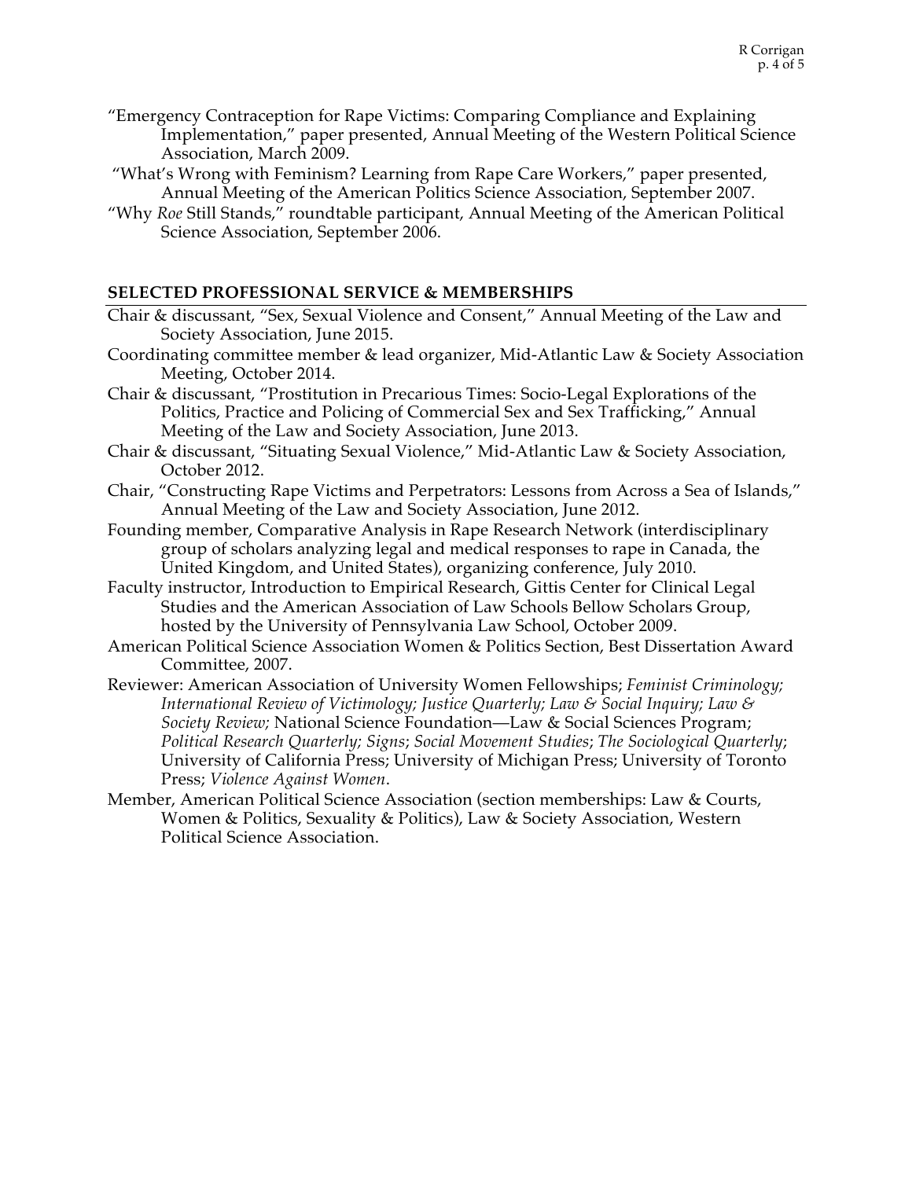"Emergency Contraception for Rape Victims: Comparing Compliance and Explaining Implementation," paper presented, Annual Meeting of the Western Political Science Association, March 2009.

"What's Wrong with Feminism? Learning from Rape Care Workers," paper presented, Annual Meeting of the American Politics Science Association, September 2007.

"Why *Roe* Still Stands," roundtable participant, Annual Meeting of the American Political Science Association, September 2006.

## SELECTED PROFESSIONAL SERVICE & MEMBERSHIPS

Chair & discussant, "Sex, Sexual Violence and Consent," Annual Meeting of the Law and Society Association, June 2015.

Coordinating committee member & lead organizer, Mid-Atlantic Law & Society Association Meeting, October 2014.

Chair & discussant, "Prostitution in Precarious Times: Socio-Legal Explorations of the Politics, Practice and Policing of Commercial Sex and Sex Trafficking," Annual Meeting of the Law and Society Association, June 2013.

Chair & discussant, "Situating Sexual Violence," Mid-Atlantic Law & Society Association, October 2012.

Chair, "Constructing Rape Victims and Perpetrators: Lessons from Across a Sea of Islands," Annual Meeting of the Law and Society Association, June 2012.

Founding member, Comparative Analysis in Rape Research Network (interdisciplinary group of scholars analyzing legal and medical responses to rape in Canada, the United Kingdom, and United States), organizing conference, July 2010.

Faculty instructor, Introduction to Empirical Research, Gittis Center for Clinical Legal Studies and the American Association of Law Schools Bellow Scholars Group, hosted by the University of Pennsylvania Law School, October 2009.

American Political Science Association Women & Politics Section, Best Dissertation Award Committee, 2007.

Reviewer: American Association of University Women Fellowships; *Feminist Criminology; International Review of Victimology; Justice Quarterly; Law & Social Inquiry; Law & Society Review;* National Science Foundation—Law & Social Sciences Program; *Political Research Quarterly; Signs*; *Social Movement Studies*; *The Sociological Quarterly*; University of California Press; University of Michigan Press; University of Toronto Press; *Violence Against Women*.

Member, American Political Science Association (section memberships: Law & Courts, Women & Politics, Sexuality & Politics), Law & Society Association, Western Political Science Association.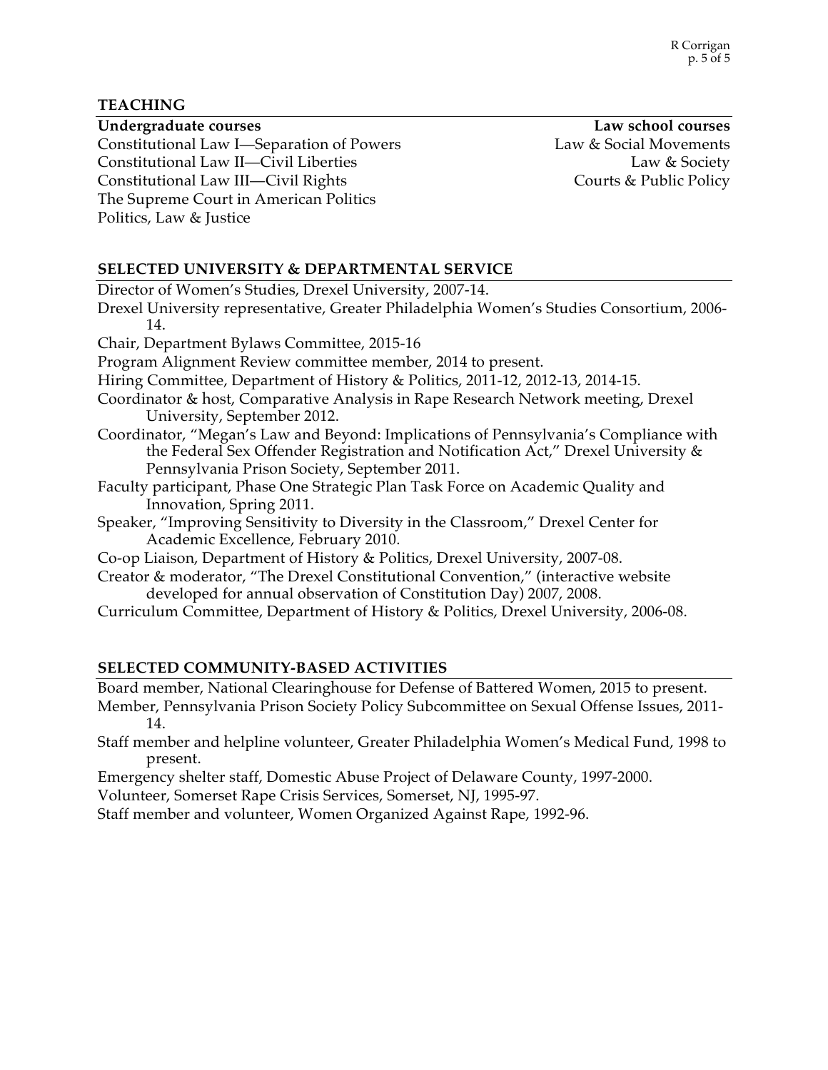## TEACHING

**Undergraduate courses**

Constitutional Law I—Separation of Powers
Constitutional Law II—Civil Liberties
Constitutional Law III—Civil Rights
The Supreme Court in American Politics
Politics, Law & Justice

**Law school courses**

Law & Social Movements
Law & Society
Courts & Public Policy

## SELECTED UNIVERSITY & DEPARTMENTAL SERVICE

Director of Women's Studies, Drexel University, 2007-14.

Drexel University representative, Greater Philadelphia Women's Studies Consortium, 2006-14.

Chair, Department Bylaws Committee, 2015-16

Program Alignment Review committee member, 2014 to present.

Hiring Committee, Department of History & Politics, 2011-12, 2012-13, 2014-15.

Coordinator & host, Comparative Analysis in Rape Research Network meeting, Drexel University, September 2012.

Coordinator, "Megan's Law and Beyond: Implications of Pennsylvania's Compliance with the Federal Sex Offender Registration and Notification Act," Drexel University & Pennsylvania Prison Society, September 2011.

Faculty participant, Phase One Strategic Plan Task Force on Academic Quality and Innovation, Spring 2011.

Speaker, "Improving Sensitivity to Diversity in the Classroom," Drexel Center for Academic Excellence, February 2010.

Co-op Liaison, Department of History & Politics, Drexel University, 2007-08.

Creator & moderator, "The Drexel Constitutional Convention," (interactive website developed for annual observation of Constitution Day) 2007, 2008.

Curriculum Committee, Department of History & Politics, Drexel University, 2006-08.

## SELECTED COMMUNITY-BASED ACTIVITIES

Board member, National Clearinghouse for Defense of Battered Women, 2015 to present.

Member, Pennsylvania Prison Society Policy Subcommittee on Sexual Offense Issues, 2011-14.

Staff member and helpline volunteer, Greater Philadelphia Women's Medical Fund, 1998 to present.

Emergency shelter staff, Domestic Abuse Project of Delaware County, 1997-2000.

Volunteer, Somerset Rape Crisis Services, Somerset, NJ, 1995-97.

Staff member and volunteer, Women Organized Against Rape, 1992-96.